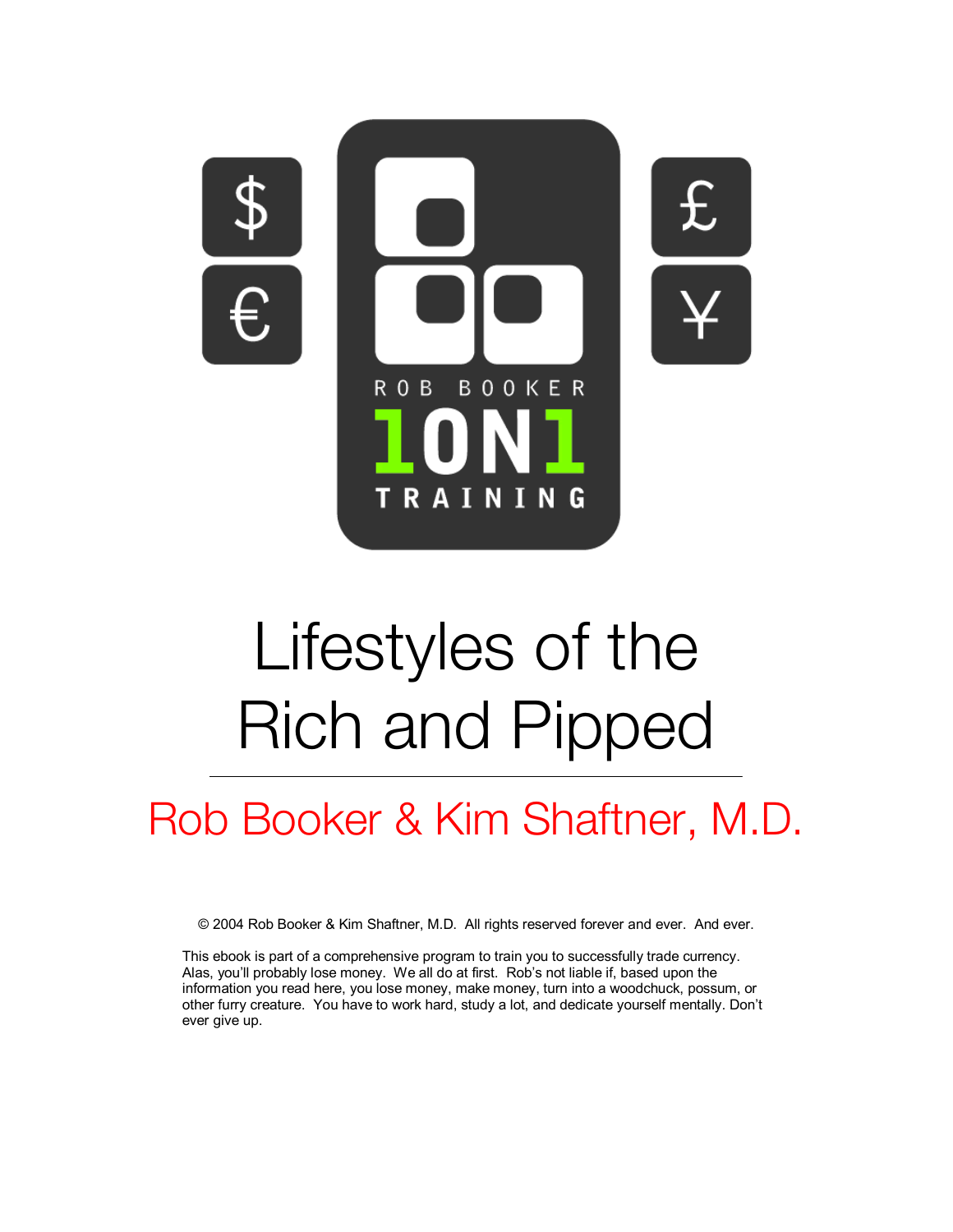ROB BOOKER

1ON1

TRAINING

# Lifestyles of the Rich and Pipped

## Rob Booker & Kim Shaftner, M.D.

© 2004 Rob Booker & Kim Shaftner, M.D. All rights reserved forever and ever. And ever.

This ebook is part of a comprehensive program to train you to successfully trade currency. Alas, you'll probably lose money. We all do at first. Rob's not liable if, based upon the information you read here, you lose money, make money, turn into a woodchuck, possum, or other furry creature. You have to work hard, study a lot, and dedicate yourself mentally. Don't ever give up.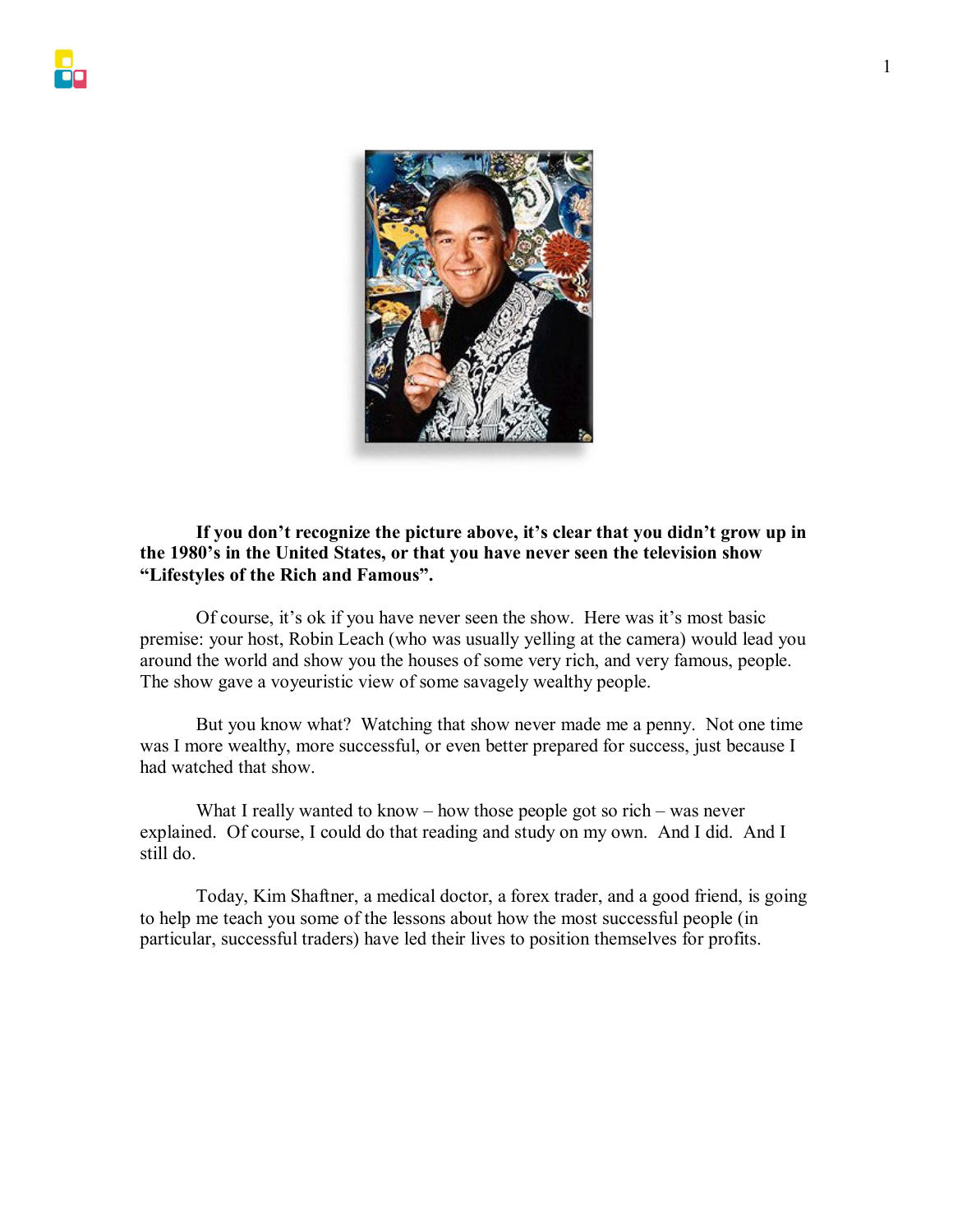**If you don't recognize the picture above, it's clear that you didn't grow up in the 1980's in the United States, or that you have never seen the television show "Lifestyles of the Rich and Famous".**

Of course, it's ok if you have never seen the show. Here was it's most basic premise: your host, Robin Leach (who was usually yelling at the camera) would lead you around the world and show you the houses of some very rich, and very famous, people. The show gave a voyeuristic view of some savagely wealthy people.

But you know what? Watching that show never made me a penny. Not one time was I more wealthy, more successful, or even better prepared for success, just because I had watched that show.

What I really wanted to know – how those people got so rich – was never explained. Of course, I could do that reading and study on my own. And I did. And I still do.

Today, Kim Shaftner, a medical doctor, a forex trader, and a good friend, is going to help me teach you some of the lessons about how the most successful people (in particular, successful traders) have led their lives to position themselves for profits.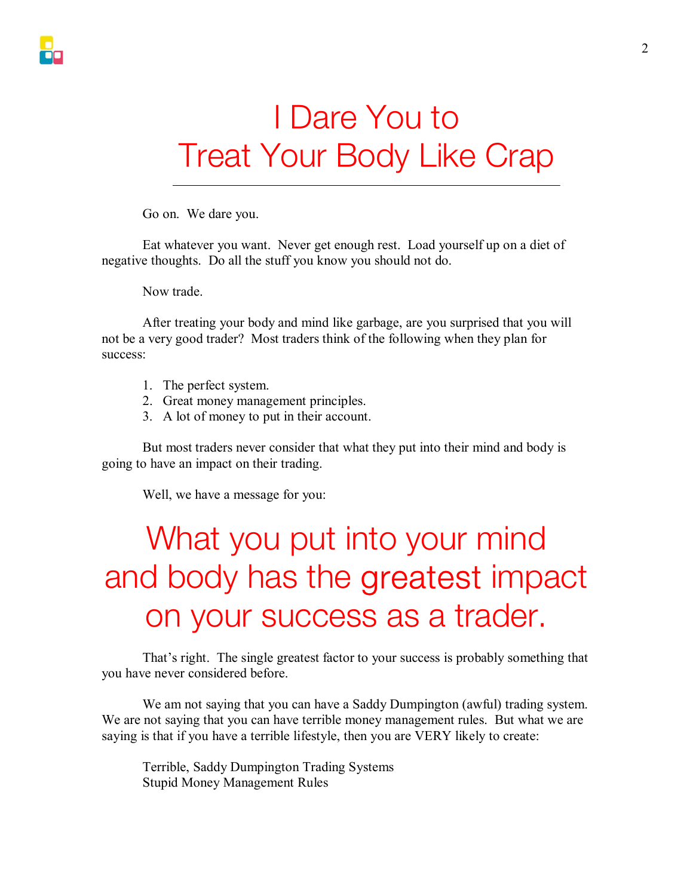# I Dare You to Treat Your Body Like Crap

---

Go on. We dare you.

Eat whatever you want. Never get enough rest. Load yourself up on a diet of negative thoughts. Do all the stuff you know you should not do.

Now trade.

After treating your body and mind like garbage, are you surprised that you will not be a very good trader? Most traders think of the following when they plan for success:

1. The perfect system.
2. Great money management principles.
3. A lot of money to put in their account.

But most traders never consider that what they put into their mind and body is going to have an impact on their trading.

Well, we have a message for you:

## What you put into your mind and body has the greatest impact on your success as a trader.

That's right. The single greatest factor to your success is probably something that you have never considered before.

We am not saying that you can have a Saddy Dumpington (awful) trading system. We are not saying that you can have terrible money management rules. But what we are saying is that if you have a terrible lifestyle, then you are VERY likely to create:

Terrible, Saddy Dumpington Trading Systems
Stupid Money Management Rules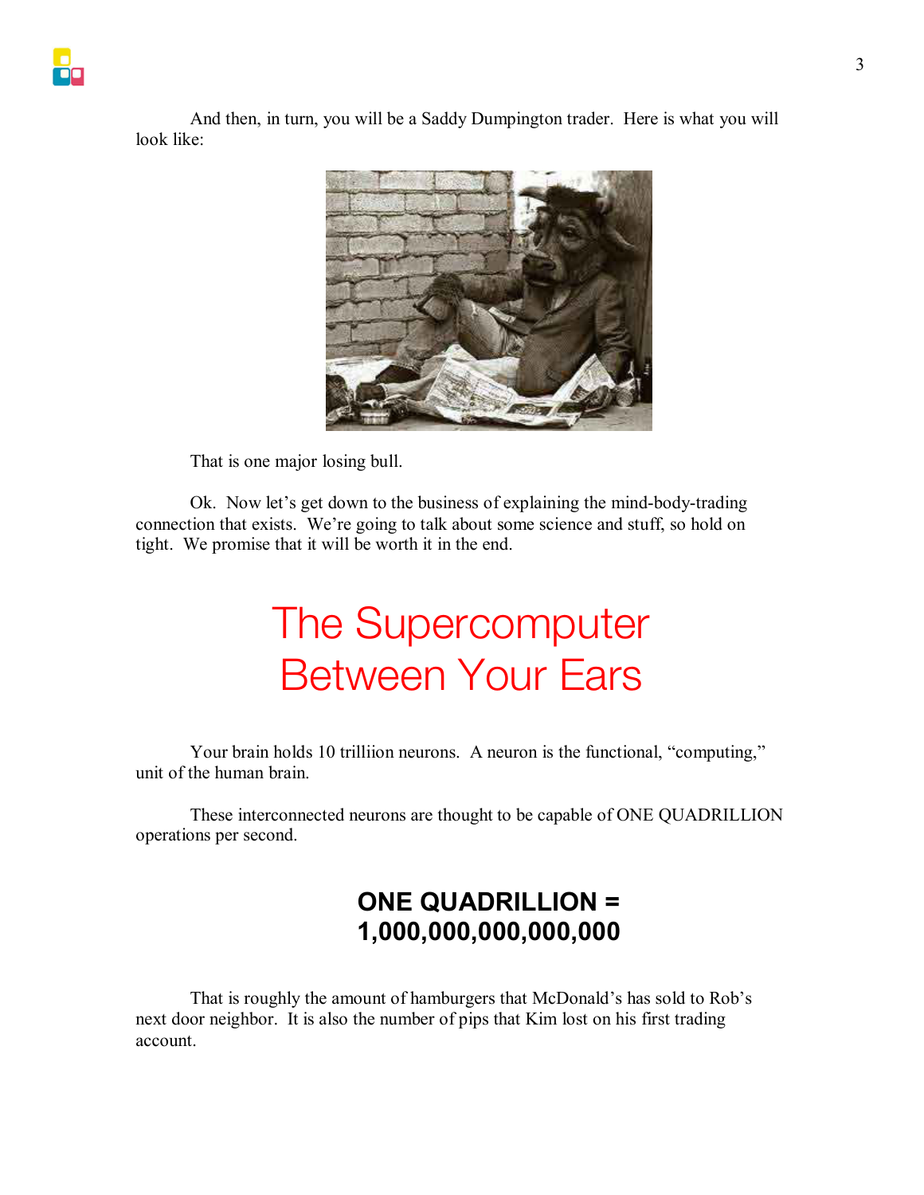And then, in turn, you will be a Saddy Dumpington trader. Here is what you will look like:

That is one major losing bull.

Ok. Now let's get down to the business of explaining the mind-body-trading connection that exists. We're going to talk about some science and stuff, so hold on tight. We promise that it will be worth it in the end.

# The Supercomputer Between Your Ears

Your brain holds 10 trilliion neurons. A neuron is the functional, "computing," unit of the human brain.

These interconnected neurons are thought to be capable of ONE QUADRILLION operations per second.

### ONE QUADRILLION = 1,000,000,000,000,000

That is roughly the amount of hamburgers that McDonald's has sold to Rob's next door neighbor. It is also the number of pips that Kim lost on his first trading account.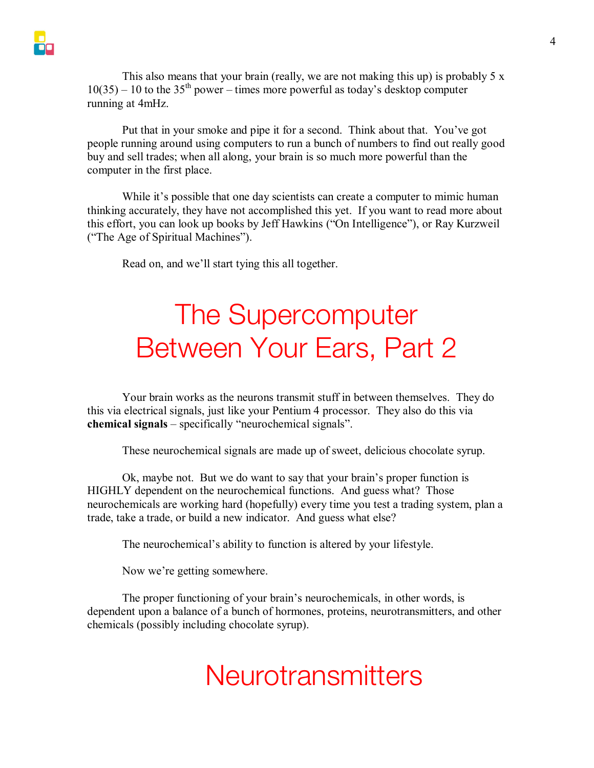This also means that your brain (really, we are not making this up) is probably 5 x 10(35) – 10 to the $35^{th}$ power – times more powerful as today's desktop computer running at 4mHz.

Put that in your smoke and pipe it for a second. Think about that. You've got people running around using computers to run a bunch of numbers to find out really good buy and sell trades; when all along, your brain is so much more powerful than the computer in the first place.

While it's possible that one day scientists can create a computer to mimic human thinking accurately, they have not accomplished this yet. If you want to read more about this effort, you can look up books by Jeff Hawkins ("On Intelligence"), or Ray Kurzweil ("The Age of Spiritual Machines").

Read on, and we'll start tying this all together.

# The Supercomputer Between Your Ears, Part 2

Your brain works as the neurons transmit stuff in between themselves. They do this via electrical signals, just like your Pentium 4 processor. They also do this via **chemical signals** – specifically "neurochemical signals".

These neurochemical signals are made up of sweet, delicious chocolate syrup.

Ok, maybe not. But we do want to say that your brain's proper function is HIGHLY dependent on the neurochemical functions. And guess what? Those neurochemicals are working hard (hopefully) every time you test a trading system, plan a trade, take a trade, or build a new indicator. And guess what else?

The neurochemical's ability to function is altered by your lifestyle.

Now we're getting somewhere.

The proper functioning of your brain's neurochemicals, in other words, is dependent upon a balance of a bunch of hormones, proteins, neurotransmitters, and other chemicals (possibly including chocolate syrup).

# Neurotransmitters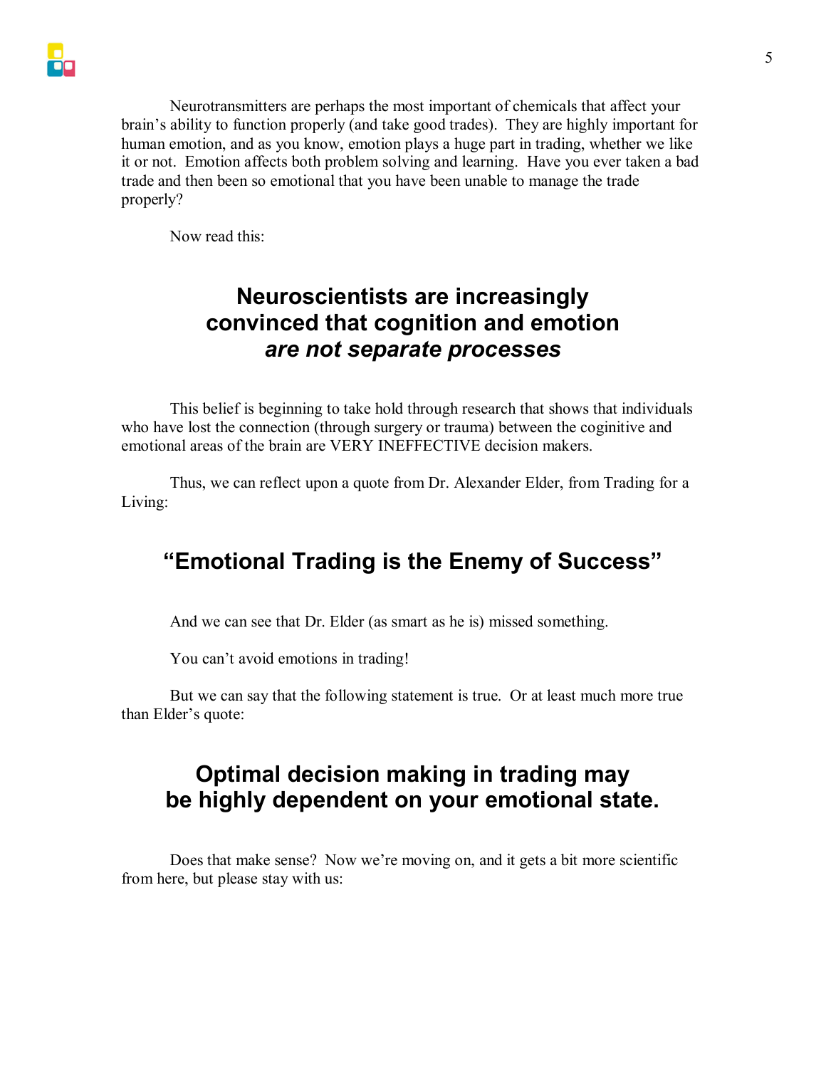Neurotransmitters are perhaps the most important of chemicals that affect your brain's ability to function properly (and take good trades). They are highly important for human emotion, and as you know, emotion plays a huge part in trading, whether we like it or not. Emotion affects both problem solving and learning. Have you ever taken a bad trade and then been so emotional that you have been unable to manage the trade properly?

Now read this:

## Neuroscientists are increasingly convinced that cognition and emotion *are not separate processes*

This belief is beginning to take hold through research that shows that individuals who have lost the connection (through surgery or trauma) between the coginitive and emotional areas of the brain are VERY INEFFECTIVE decision makers.

Thus, we can reflect upon a quote from Dr. Alexander Elder, from Trading for a Living:

## "Emotional Trading is the Enemy of Success"

And we can see that Dr. Elder (as smart as he is) missed something.

You can't avoid emotions in trading!

But we can say that the following statement is true. Or at least much more true than Elder's quote:

## Optimal decision making in trading may be highly dependent on your emotional state.

Does that make sense? Now we're moving on, and it gets a bit more scientific from here, but please stay with us: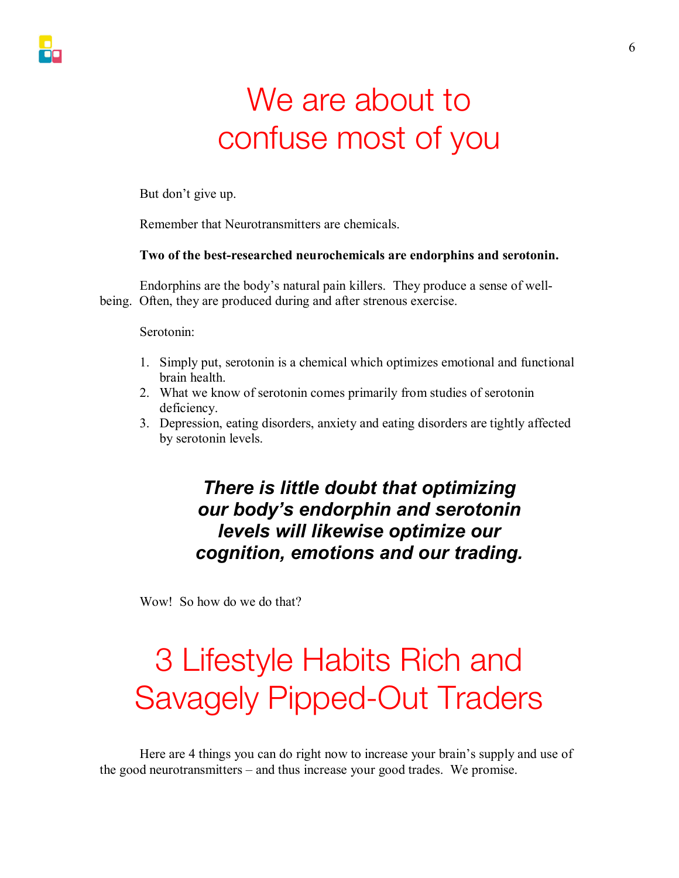# We are about to confuse most of you

But don't give up.

Remember that Neurotransmitters are chemicals.

**Two of the best-researched neurochemicals are endorphins and serotonin.**

Endorphins are the body's natural pain killers. They produce a sense of well-being. Often, they are produced during and after strenous exercise.

Serotonin:

1. Simply put, serotonin is a chemical which optimizes emotional and functional brain health.
2. What we know of serotonin comes primarily from studies of serotonin deficiency.
3. Depression, eating disorders, anxiety and eating disorders are tightly affected by serotonin levels.

***There is little doubt that optimizing our body's endorphin and serotonin levels will likewise optimize our cognition, emotions and our trading.***

Wow! So how do we do that?

# 3 Lifestyle Habits Rich and Savagely Pipped-Out Traders

Here are 4 things you can do right now to increase your brain's supply and use of the good neurotransmitters – and thus increase your good trades. We promise.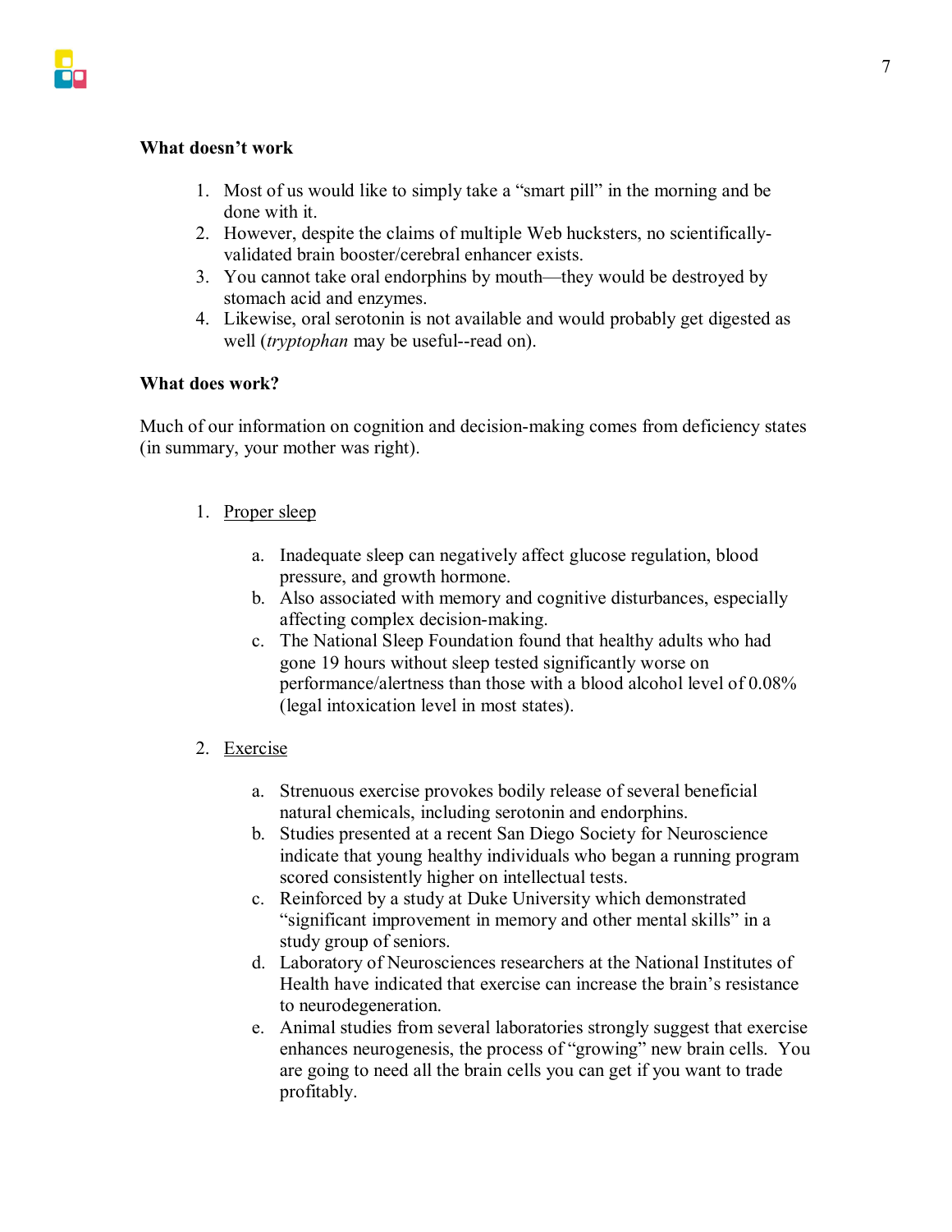**What doesn't work**

1. Most of us would like to simply take a "smart pill" in the morning and be done with it.
2. However, despite the claims of multiple Web hucksters, no scientifically-validated brain booster/cerebral enhancer exists.
3. You cannot take oral endorphins by mouth—they would be destroyed by stomach acid and enzymes.
4. Likewise, oral serotonin is not available and would probably get digested as well (*tryptophan* may be useful--read on).

**What does work?**

Much of our information on cognition and decision-making comes from deficiency states (in summary, your mother was right).

1. Proper sleep

    a. Inadequate sleep can negatively affect glucose regulation, blood pressure, and growth hormone.
    b. Also associated with memory and cognitive disturbances, especially affecting complex decision-making.
    c. The National Sleep Foundation found that healthy adults who had gone 19 hours without sleep tested significantly worse on performance/alertness than those with a blood alcohol level of 0.08% (legal intoxication level in most states).

2. Exercise

    a. Strenuous exercise provokes bodily release of several beneficial natural chemicals, including serotonin and endorphins.
    b. Studies presented at a recent San Diego Society for Neuroscience indicate that young healthy individuals who began a running program scored consistently higher on intellectual tests.
    c. Reinforced by a study at Duke University which demonstrated "significant improvement in memory and other mental skills" in a study group of seniors.
    d. Laboratory of Neurosciences researchers at the National Institutes of Health have indicated that exercise can increase the brain's resistance to neurodegeneration.
    e. Animal studies from several laboratories strongly suggest that exercise enhances neurogenesis, the process of "growing" new brain cells. You are going to need all the brain cells you can get if you want to trade profitably.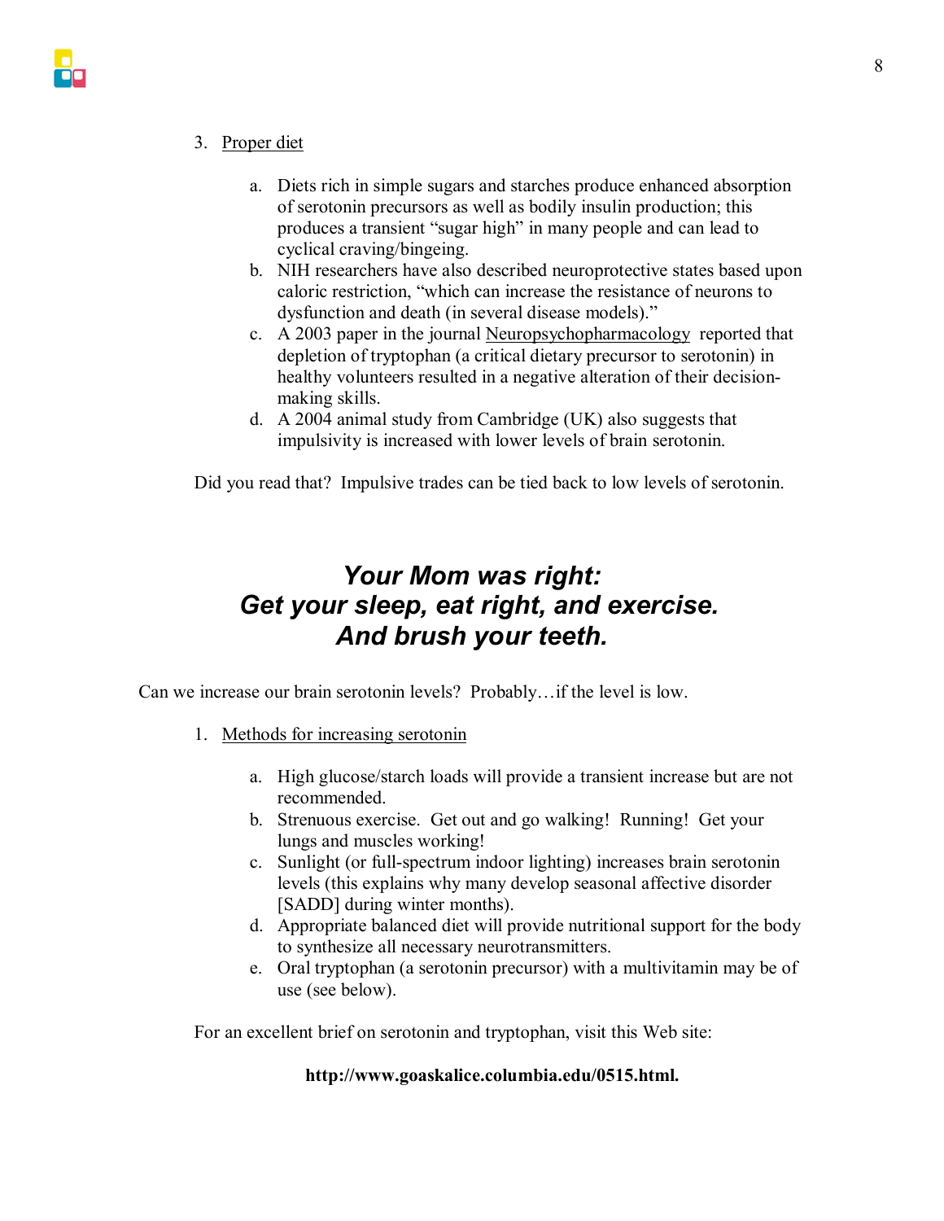3. Proper diet

    a. Diets rich in simple sugars and starches produce enhanced absorption of serotonin precursors as well as bodily insulin production; this produces a transient "sugar high" in many people and can lead to cyclical craving/bingeing.
    b. NIH researchers have also described neuroprotective states based upon caloric restriction, "which can increase the resistance of neurons to dysfunction and death (in several disease models)."
    c. A 2003 paper in the journal Neuropsychopharmacology reported that depletion of tryptophan (a critical dietary precursor to serotonin) in healthy volunteers resulted in a negative alteration of their decision-making skills.
    d. A 2004 animal study from Cambridge (UK) also suggests that impulsivity is increased with lower levels of brain serotonin.

Did you read that? Impulsive trades can be tied back to low levels of serotonin.

## *Your Mom was right: Get your sleep, eat right, and exercise. And brush your teeth.*

Can we increase our brain serotonin levels? Probably…if the level is low.

1. Methods for increasing serotonin

    a. High glucose/starch loads will provide a transient increase but are not recommended.
    b. Strenuous exercise. Get out and go walking! Running! Get your lungs and muscles working!
    c. Sunlight (or full-spectrum indoor lighting) increases brain serotonin levels (this explains why many develop seasonal affective disorder [SADD] during winter months).
    d. Appropriate balanced diet will provide nutritional support for the body to synthesize all necessary neurotransmitters.
    e. Oral tryptophan (a serotonin precursor) with a multivitamin may be of use (see below).

For an excellent brief on serotonin and tryptophan, visit this Web site:

**http://www.goaskalice.columbia.edu/0515.html.**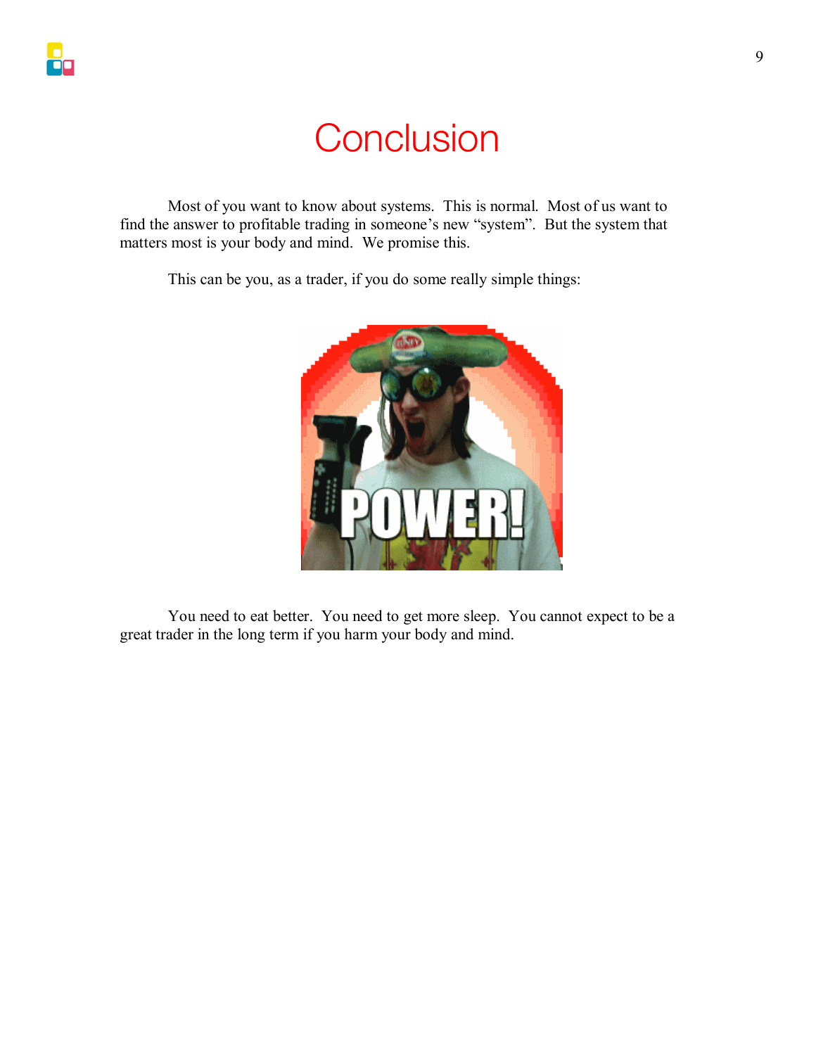# Conclusion

Most of you want to know about systems. This is normal. Most of us want to find the answer to profitable trading in someone's new "system". But the system that matters most is your body and mind. We promise this.

This can be you, as a trader, if you do some really simple things:

You need to eat better. You need to get more sleep. You cannot expect to be a great trader in the long term if you harm your body and mind.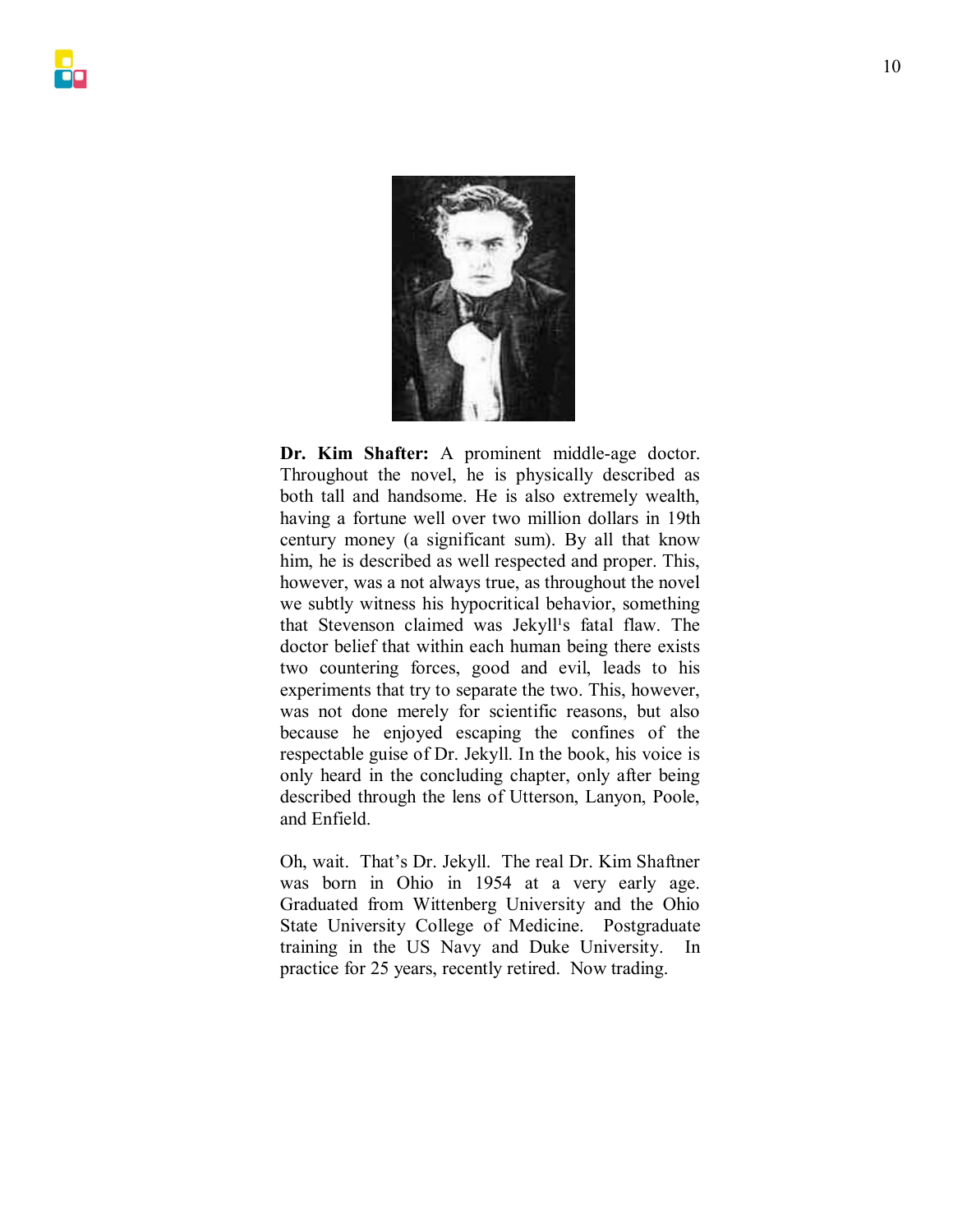**Dr. Kim Shafter:** A prominent middle-age doctor. Throughout the novel, he is physically described as both tall and handsome. He is also extremely wealth, having a fortune well over two million dollars in 19th century money (a significant sum). By all that know him, he is described as well respected and proper. This, however, was a not always true, as throughout the novel we subtly witness his hypocritical behavior, something that Stevenson claimed was Jekyll's fatal flaw. The doctor belief that within each human being there exists two countering forces, good and evil, leads to his experiments that try to separate the two. This, however, was not done merely for scientific reasons, but also because he enjoyed escaping the confines of the respectable guise of Dr. Jekyll. In the book, his voice is only heard in the concluding chapter, only after being described through the lens of Utterson, Lanyon, Poole, and Enfield.

Oh, wait. That's Dr. Jekyll. The real Dr. Kim Shaftner was born in Ohio in 1954 at a very early age. Graduated from Wittenberg University and the Ohio State University College of Medicine. Postgraduate training in the US Navy and Duke University. In practice for 25 years, recently retired. Now trading.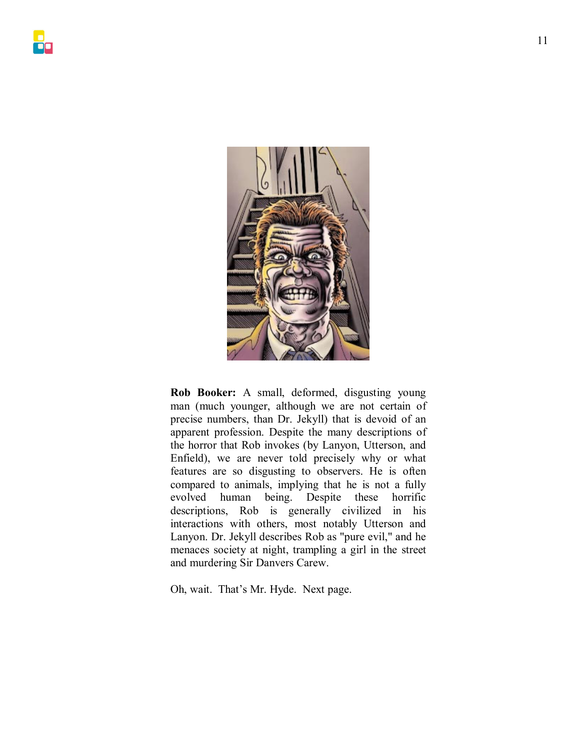**Rob Booker:** A small, deformed, disgusting young man (much younger, although we are not certain of precise numbers, than Dr. Jekyll) that is devoid of an apparent profession. Despite the many descriptions of the horror that Rob invokes (by Lanyon, Utterson, and Enfield), we are never told precisely why or what features are so disgusting to observers. He is often compared to animals, implying that he is not a fully evolved human being. Despite these horrific descriptions, Rob is generally civilized in his interactions with others, most notably Utterson and Lanyon. Dr. Jekyll describes Rob as "pure evil," and he menaces society at night, trampling a girl in the street and murdering Sir Danvers Carew.

Oh, wait. That's Mr. Hyde. Next page.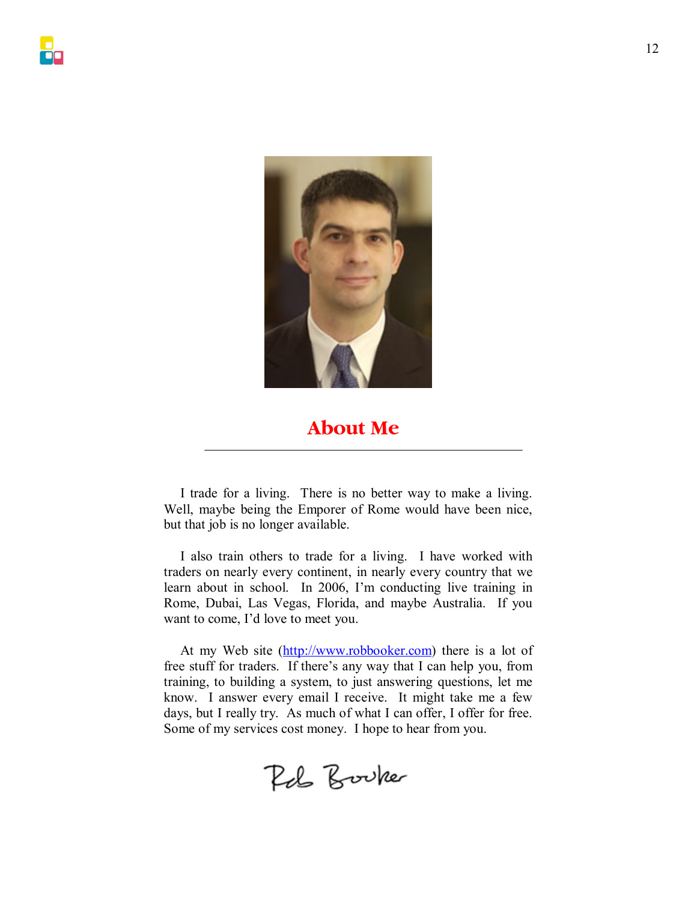## About Me

I trade for a living. There is no better way to make a living. Well, maybe being the Emporer of Rome would have been nice, but that job is no longer available.

I also train others to trade for a living. I have worked with traders on nearly every continent, in nearly every country that we learn about in school. In 2006, I'm conducting live training in Rome, Dubai, Las Vegas, Florida, and maybe Australia. If you want to come, I'd love to meet you.

At my Web site (http://www.robbooker.com) there is a lot of free stuff for traders. If there's any way that I can help you, from training, to building a system, to just answering questions, let me know. I answer every email I receive. It might take me a few days, but I really try. As much of what I can offer, I offer for free. Some of my services cost money. I hope to hear from you.

Rob Booker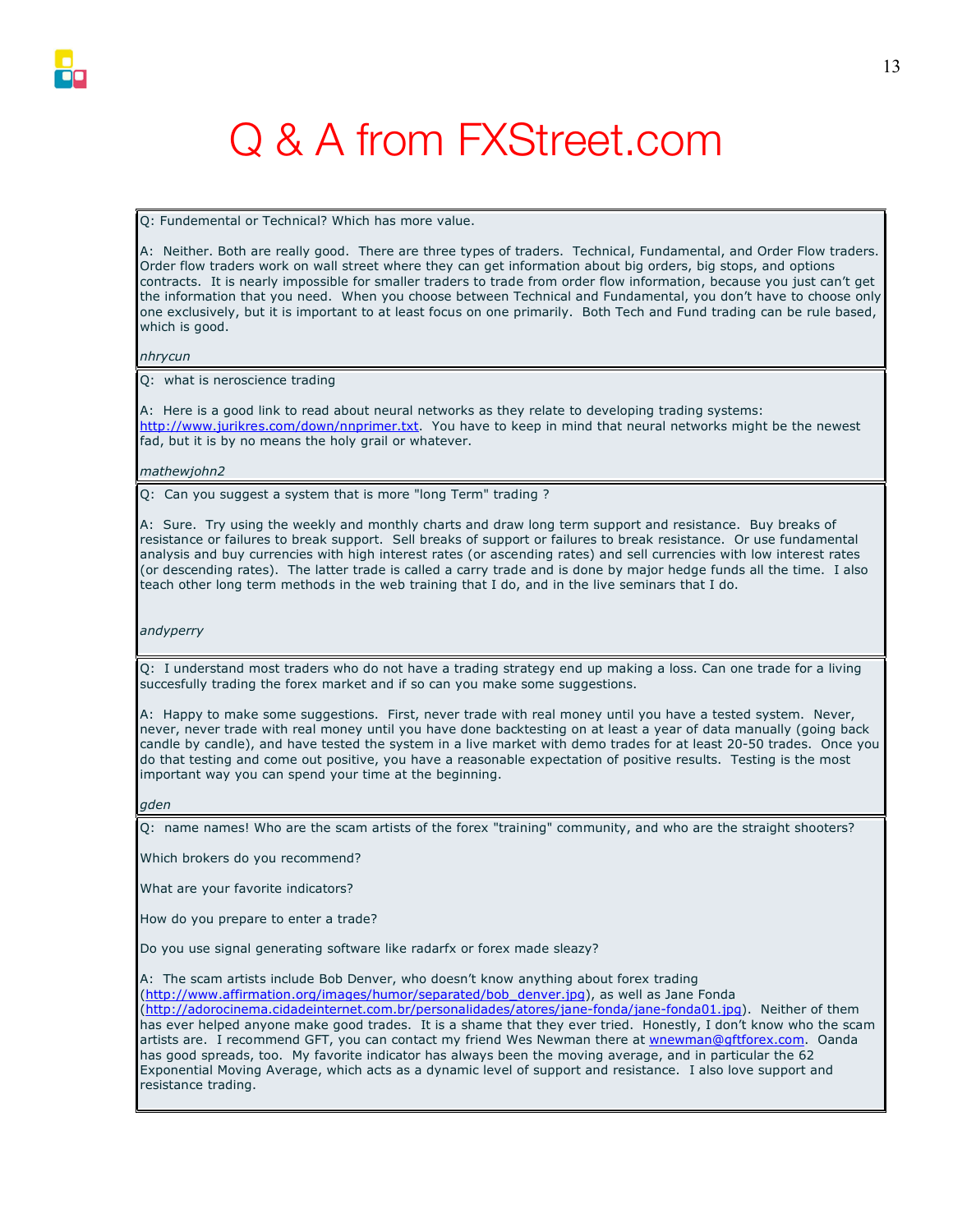# Q & A from FXStreet.com

Q: Fundemental or Technical? Which has more value.

A: Neither. Both are really good. There are three types of traders. Technical, Fundamental, and Order Flow traders. Order flow traders work on wall street where they can get information about big orders, big stops, and options contracts. It is nearly impossible for smaller traders to trade from order flow information, because you just can't get the information that you need. When you choose between Technical and Fundamental, you don't have to choose only one exclusively, but it is important to at least focus on one primarily. Both Tech and Fund trading can be rule based, which is good.

*nhrycun*

---

Q: what is neroscience trading

A: Here is a good link to read about neural networks as they relate to developing trading systems: http://www.jurikres.com/down/nnprimer.txt. You have to keep in mind that neural networks might be the newest fad, but it is by no means the holy grail or whatever.

*mathewjohn2*

---

Q: Can you suggest a system that is more "long Term" trading ?

A: Sure. Try using the weekly and monthly charts and draw long term support and resistance. Buy breaks of resistance or failures to break support. Sell breaks of support or failures to break resistance. Or use fundamental analysis and buy currencies with high interest rates (or ascending rates) and sell currencies with low interest rates (or descending rates). The latter trade is called a carry trade and is done by major hedge funds all the time. I also teach other long term methods in the web training that I do, and in the live seminars that I do.

*andyperry*

---

Q: I understand most traders who do not have a trading strategy end up making a loss. Can one trade for a living succesfully trading the forex market and if so can you make some suggestions.

A: Happy to make some suggestions. First, never trade with real money until you have a tested system. Never, never, never trade with real money until you have done backtesting on at least a year of data manually (going back candle by candle), and have tested the system in a live market with demo trades for at least 20-50 trades. Once you do that testing and come out positive, you have a reasonable expectation of positive results. Testing is the most important way you can spend your time at the beginning.

*gden*

---

Q: name names! Who are the scam artists of the forex "training" community, and who are the straight shooters?

Which brokers do you recommend?

What are your favorite indicators?

How do you prepare to enter a trade?

Do you use signal generating software like radarfx or forex made sleazy?

A: The scam artists include Bob Denver, who doesn't know anything about forex trading (http://www.affirmation.org/images/humor/separated/bob_denver.jpg), as well as Jane Fonda (http://adorocinema.cidadeinternet.com.br/personalidades/atores/jane-fonda/jane-fonda01.jpg). Neither of them has ever helped anyone make good trades. It is a shame that they ever tried. Honestly, I don't know who the scam artists are. I recommend GFT, you can contact my friend Wes Newman there at wnewman@gftforex.com. Oanda has good spreads, too. My favorite indicator has always been the moving average, and in particular the 62 Exponential Moving Average, which acts as a dynamic level of support and resistance. I also love support and resistance trading.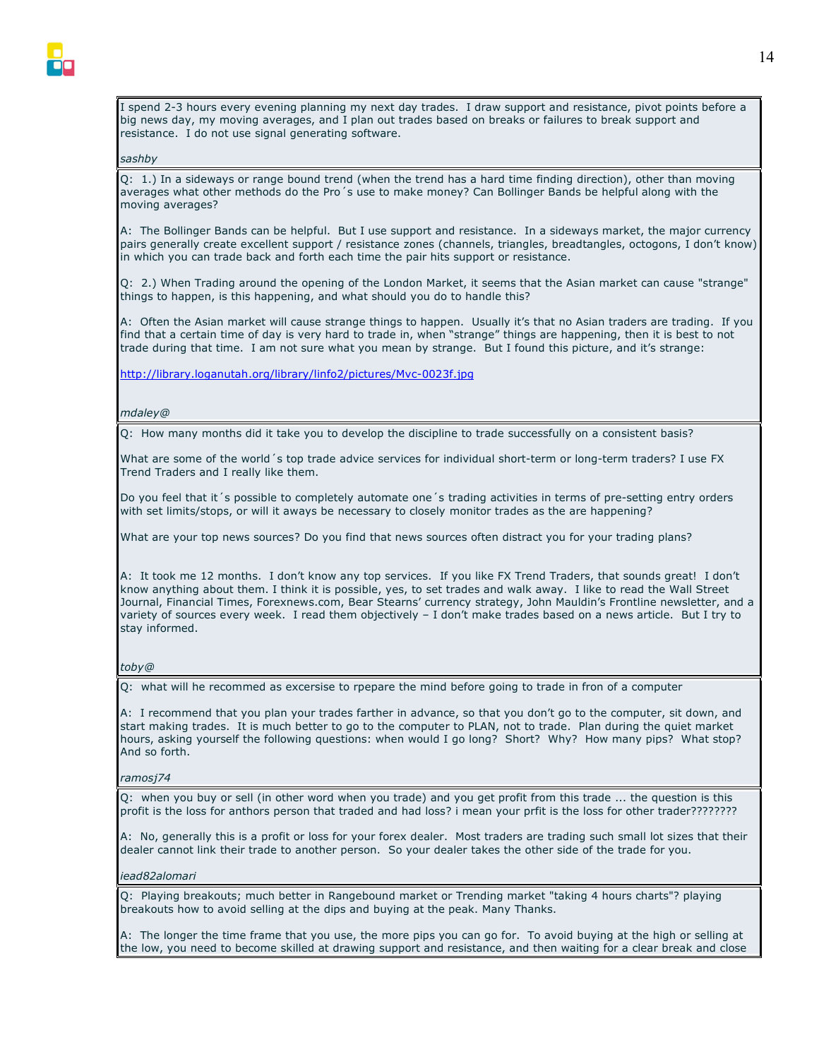I spend 2-3 hours every evening planning my next day trades. I draw support and resistance, pivot points before a big news day, my moving averages, and I plan out trades based on breaks or failures to break support and resistance. I do not use signal generating software.

*sashby*

---

Q: 1.) In a sideways or range bound trend (when the trend has a hard time finding direction), other than moving averages what other methods do the Pro´s use to make money? Can Bollinger Bands be helpful along with the moving averages?

A: The Bollinger Bands can be helpful. But I use support and resistance. In a sideways market, the major currency pairs generally create excellent support / resistance zones (channels, triangles, breadtangles, octogons, I don't know) in which you can trade back and forth each time the pair hits support or resistance.

Q: 2.) When Trading around the opening of the London Market, it seems that the Asian market can cause "strange" things to happen, is this happening, and what should you do to handle this?

A: Often the Asian market will cause strange things to happen. Usually it's that no Asian traders are trading. If you find that a certain time of day is very hard to trade in, when "strange" things are happening, then it is best to not trade during that time. I am not sure what you mean by strange. But I found this picture, and it's strange:

[http://library.loganutah.org/library/linfo2/pictures/Mvc-0023f.jpg](http://library.loganutah.org/library/linfo2/pictures/Mvc-0023f.jpg)

*mdaley@*

---

Q: How many months did it take you to develop the discipline to trade successfully on a consistent basis?

What are some of the world´s top trade advice services for individual short-term or long-term traders? I use FX Trend Traders and I really like them.

Do you feel that it´s possible to completely automate one´s trading activities in terms of pre-setting entry orders with set limits/stops, or will it aways be necessary to closely monitor trades as the are happening?

What are your top news sources? Do you find that news sources often distract you for your trading plans?

A: It took me 12 months. I don't know any top services. If you like FX Trend Traders, that sounds great! I don't know anything about them. I think it is possible, yes, to set trades and walk away. I like to read the Wall Street Journal, Financial Times, Forexnews.com, Bear Stearns' currency strategy, John Mauldin's Frontline newsletter, and a variety of sources every week. I read them objectively – I don't make trades based on a news article. But I try to stay informed.

*toby@*

---

Q: what will he recommed as excersise to rpepare the mind before going to trade in fron of a computer

A: I recommend that you plan your trades farther in advance, so that you don't go to the computer, sit down, and start making trades. It is much better to go to the computer to PLAN, not to trade. Plan during the quiet market hours, asking yourself the following questions: when would I go long? Short? Why? How many pips? What stop? And so forth.

*ramosj74*

---

Q: when you buy or sell (in other word when you trade) and you get profit from this trade ... the question is this profit is the loss for anthors person that traded and had loss? i mean your prfit is the loss for other trader????????

A: No, generally this is a profit or loss for your forex dealer. Most traders are trading such small lot sizes that their dealer cannot link their trade to another person. So your dealer takes the other side of the trade for you.

*iead82alomari*

---

Q: Playing breakouts; much better in Rangebound market or Trending market "taking 4 hours charts"? playing breakouts how to avoid selling at the dips and buying at the peak. Many Thanks.

A: The longer the time frame that you use, the more pips you can go for. To avoid buying at the high or selling at the low, you need to become skilled at drawing support and resistance, and then waiting for a clear break and close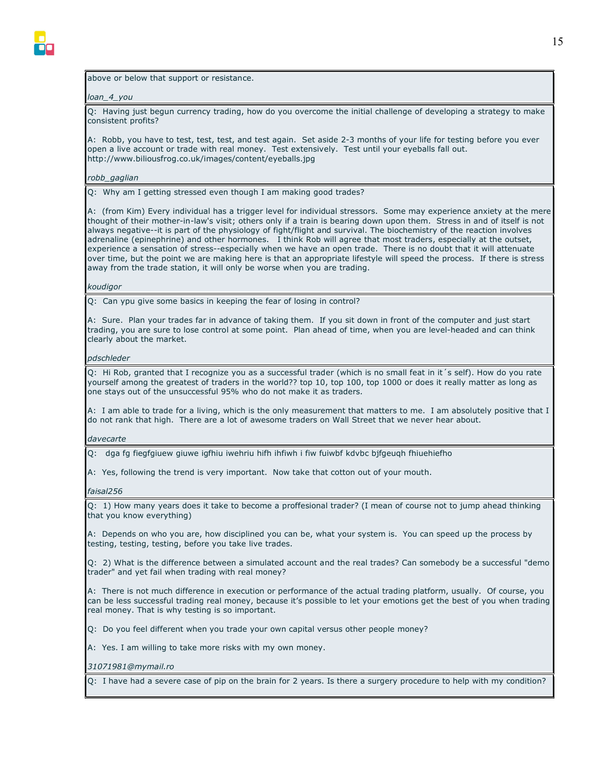above or below that support or resistance.

*loan_4_you*

Q: Having just begun currency trading, how do you overcome the initial challenge of developing a strategy to make consistent profits?

A: Robb, you have to test, test, test, and test again. Set aside 2-3 months of your life for testing before you ever open a live account or trade with real money. Test extensively. Test until your eyeballs fall out. http://www.biliousfrog.co.uk/images/content/eyeballs.jpg

*robb_gaglian*

Q: Why am I getting stressed even though I am making good trades?

A: (from Kim) Every individual has a trigger level for individual stressors. Some may experience anxiety at the mere thought of their mother-in-law's visit; others only if a train is bearing down upon them. Stress in and of itself is not always negative--it is part of the physiology of fight/flight and survival. The biochemistry of the reaction involves adrenaline (epinephrine) and other hormones. I think Rob will agree that most traders, especially at the outset, experience a sensation of stress--especially when we have an open trade. There is no doubt that it will attenuate over time, but the point we are making here is that an appropriate lifestyle will speed the process. If there is stress away from the trade station, it will only be worse when you are trading.

*koudigor*

Q: Can ypu give some basics in keeping the fear of losing in control?

A: Sure. Plan your trades far in advance of taking them. If you sit down in front of the computer and just start trading, you are sure to lose control at some point. Plan ahead of time, when you are level-headed and can think clearly about the market.

*pdschleder*

Q: Hi Rob, granted that I recognize you as a successful trader (which is no small feat in it´s self). How do you rate yourself among the greatest of traders in the world?? top 10, top 100, top 1000 or does it really matter as long as one stays out of the unsuccessful 95% who do not make it as traders.

A: I am able to trade for a living, which is the only measurement that matters to me. I am absolutely positive that I do not rank that high. There are a lot of awesome traders on Wall Street that we never hear about.

*davecarte*

Q: dga fg fiegfgiuew giuwe igfhiu iwehriu hifh ihfiwh i fiw fuiwbf kdvbc bjfgeuqh fhiuehiefho

A: Yes, following the trend is very important. Now take that cotton out of your mouth.

*faisal256*

Q: 1) How many years does it take to become a proffesional trader? (I mean of course not to jump ahead thinking that you know everything)

A: Depends on who you are, how disciplined you can be, what your system is. You can speed up the process by testing, testing, testing, before you take live trades.

Q: 2) What is the difference between a simulated account and the real trades? Can somebody be a successful "demo trader" and yet fail when trading with real money?

A: There is not much difference in execution or performance of the actual trading platform, usually. Of course, you can be less successful trading real money, because it's possible to let your emotions get the best of you when trading real money. That is why testing is so important.

Q: Do you feel different when you trade your own capital versus other people money?

A: Yes. I am willing to take more risks with my own money.

*31071981@mymail.ro*

Q: I have had a severe case of pip on the brain for 2 years. Is there a surgery procedure to help with my condition?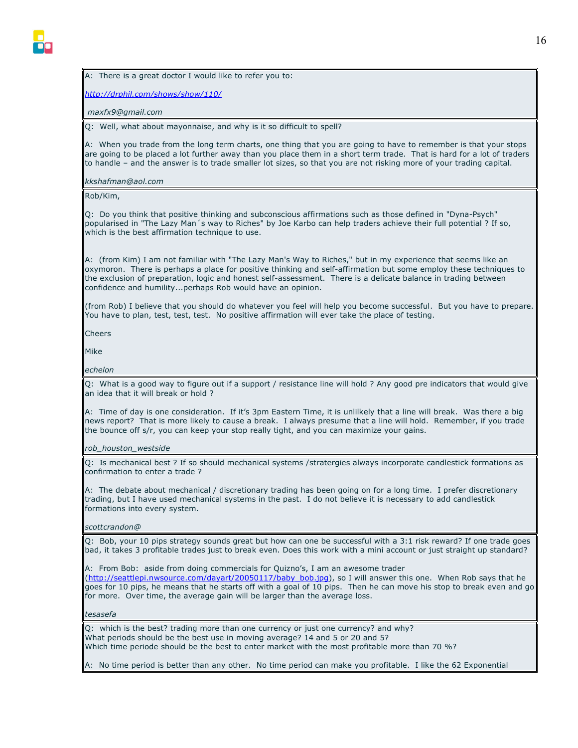A: There is a great doctor I would like to refer you to:

*http://drphil.com/shows/show/110/*

*maxfx9@gmail.com*

---

Q: Well, what about mayonnaise, and why is it so difficult to spell?

A: When you trade from the long term charts, one thing that you are going to have to remember is that your stops are going to be placed a lot further away than you place them in a short term trade. That is hard for a lot of traders to handle – and the answer is to trade smaller lot sizes, so that you are not risking more of your trading capital.

*kkshafman@aol.com*

---

Rob/Kim,

Q: Do you think that positive thinking and subconscious affirmations such as those defined in "Dyna-Psych" popularised in "The Lazy Man´s way to Riches" by Joe Karbo can help traders achieve their full potential ? If so, which is the best affirmation technique to use.

A: (from Kim) I am not familiar with "The Lazy Man's Way to Riches," but in my experience that seems like an oxymoron. There is perhaps a place for positive thinking and self-affirmation but some employ these techniques to the exclusion of preparation, logic and honest self-assessment. There is a delicate balance in trading between confidence and humility...perhaps Rob would have an opinion.

(from Rob) I believe that you should do whatever you feel will help you become successful. But you have to prepare. You have to plan, test, test, test. No positive affirmation will ever take the place of testing.

Cheers

Mike

*echelon*

---

Q: What is a good way to figure out if a support / resistance line will hold ? Any good pre indicators that would give an idea that it will break or hold ?

A: Time of day is one consideration. If it's 3pm Eastern Time, it is unlilkely that a line will break. Was there a big news report? That is more likely to cause a break. I always presume that a line will hold. Remember, if you trade the bounce off s/r, you can keep your stop really tight, and you can maximize your gains.

*rob_houston_westside*

---

Q: Is mechanical best ? If so should mechanical systems /stratergies always incorporate candlestick formations as confirmation to enter a trade ?

A: The debate about mechanical / discretionary trading has been going on for a long time. I prefer discretionary trading, but I have used mechanical systems in the past. I do not believe it is necessary to add candlestick formations into every system.

*scottcrandon@*

---

Q: Bob, your 10 pips strategy sounds great but how can one be successful with a 3:1 risk reward? If one trade goes bad, it takes 3 profitable trades just to break even. Does this work with a mini account or just straight up standard?

A: From Bob: aside from doing commercials for Quizno's, I am an awesome trader (http://seattlepi.nwsource.com/dayart/20050117/baby_bob.jpg), so I will answer this one. When Rob says that he goes for 10 pips, he means that he starts off with a goal of 10 pips. Then he can move his stop to break even and go for more. Over time, the average gain will be larger than the average loss.

*tesasefa*

---

Q: which is the best? trading more than one currency or just one currency? and why?
What periods should be the best use in moving average? 14 and 5 or 20 and 5?
Which time periode should be the best to enter market with the most profitable more than 70 %?

A: No time period is better than any other. No time period can make you profitable. I like the 62 Exponential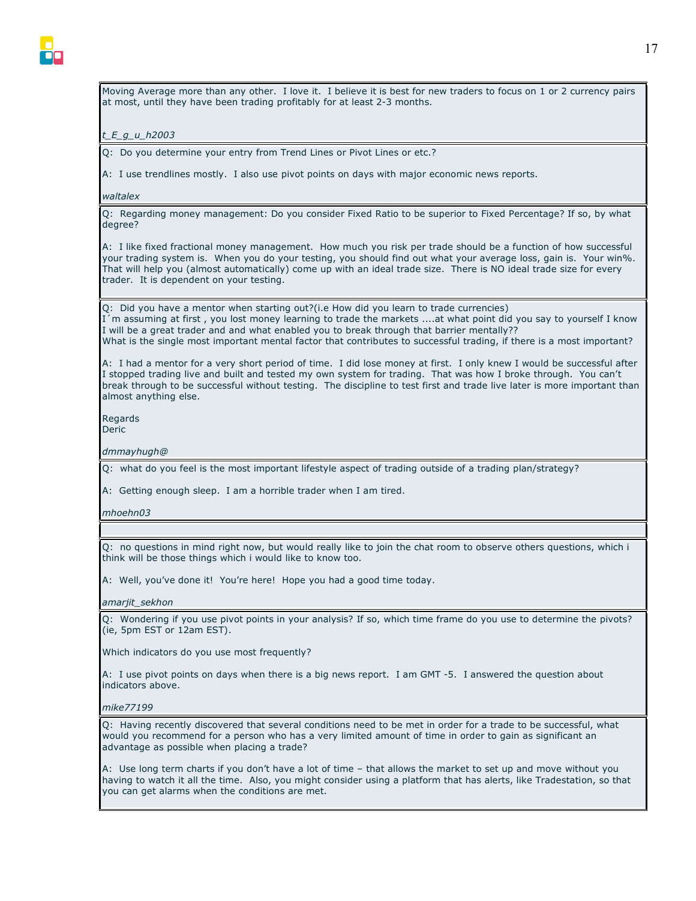Moving Average more than any other. I love it. I believe it is best for new traders to focus on 1 or 2 currency pairs at most, until they have been trading profitably for at least 2-3 months.

*t_E_g_u_h2003*

---

Q: Do you determine your entry from Trend Lines or Pivot Lines or etc.?

A: I use trendlines mostly. I also use pivot points on days with major economic news reports.

*waltalex*

---

Q: Regarding money management: Do you consider Fixed Ratio to be superior to Fixed Percentage? If so, by what degree?

A: I like fixed fractional money management. How much you risk per trade should be a function of how successful your trading system is. When you do your testing, you should find out what your average loss, gain is. Your win%. That will help you (almost automatically) come up with an ideal trade size. There is NO ideal trade size for every trader. It is dependent on your testing.

---

Q: Did you have a mentor when starting out?(i.e How did you learn to trade currencies)
I´m assuming at first , you lost money learning to trade the markets ....at what point did you say to yourself I know I will be a great trader and and what enabled you to break through that barrier mentally??
What is the single most important mental factor that contributes to successful trading, if there is a most important?

A: I had a mentor for a very short period of time. I did lose money at first. I only knew I would be successful after I stopped trading live and built and tested my own system for trading. That was how I broke through. You can't break through to be successful without testing. The discipline to test first and trade live later is more important than almost anything else.

Regards
Deric

*dmmayhugh@*

---

Q: what do you feel is the most important lifestyle aspect of trading outside of a trading plan/strategy?

A: Getting enough sleep. I am a horrible trader when I am tired.

*mhoehn03*

---

Q: no questions in mind right now, but would really like to join the chat room to observe others questions, which i think will be those things which i would like to know too.

A: Well, you've done it! You're here! Hope you had a good time today.

*amarjit_sekhon*

---

Q: Wondering if you use pivot points in your analysis? If so, which time frame do you use to determine the pivots? (ie, 5pm EST or 12am EST).

Which indicators do you use most frequently?

A: I use pivot points on days when there is a big news report. I am GMT -5. I answered the question about indicators above.

*mike77199*

---

Q: Having recently discovered that several conditions need to be met in order for a trade to be successful, what would you recommend for a person who has a very limited amount of time in order to gain as significant an advantage as possible when placing a trade?

A: Use long term charts if you don't have a lot of time – that allows the market to set up and move without you having to watch it all the time. Also, you might consider using a platform that has alerts, like Tradestation, so that you can get alarms when the conditions are met.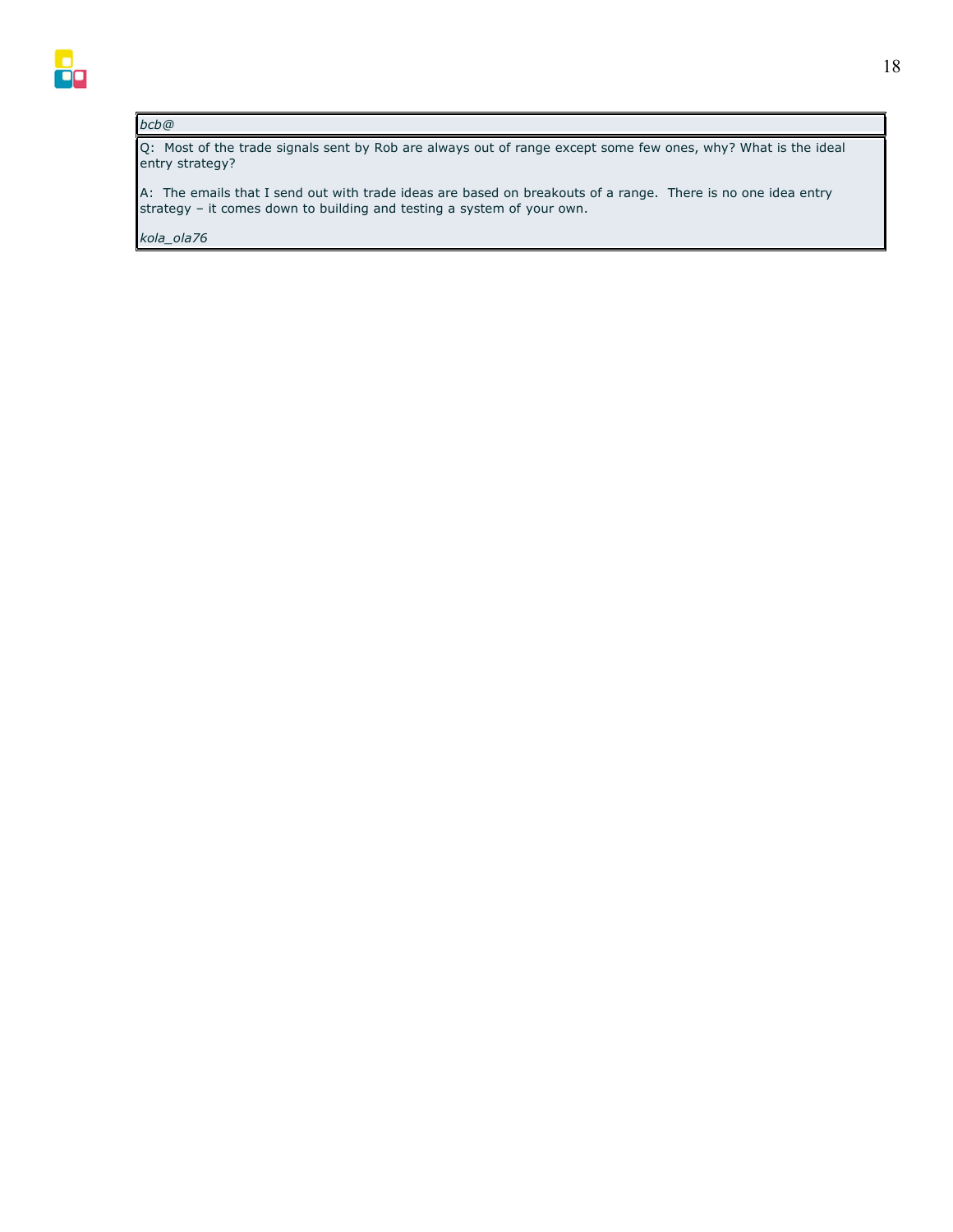*bcb@*

Q: Most of the trade signals sent by Rob are always out of range except some few ones, why? What is the ideal entry strategy?

A: The emails that I send out with trade ideas are based on breakouts of a range. There is no one idea entry strategy – it comes down to building and testing a system of your own.

*kola_ola76*